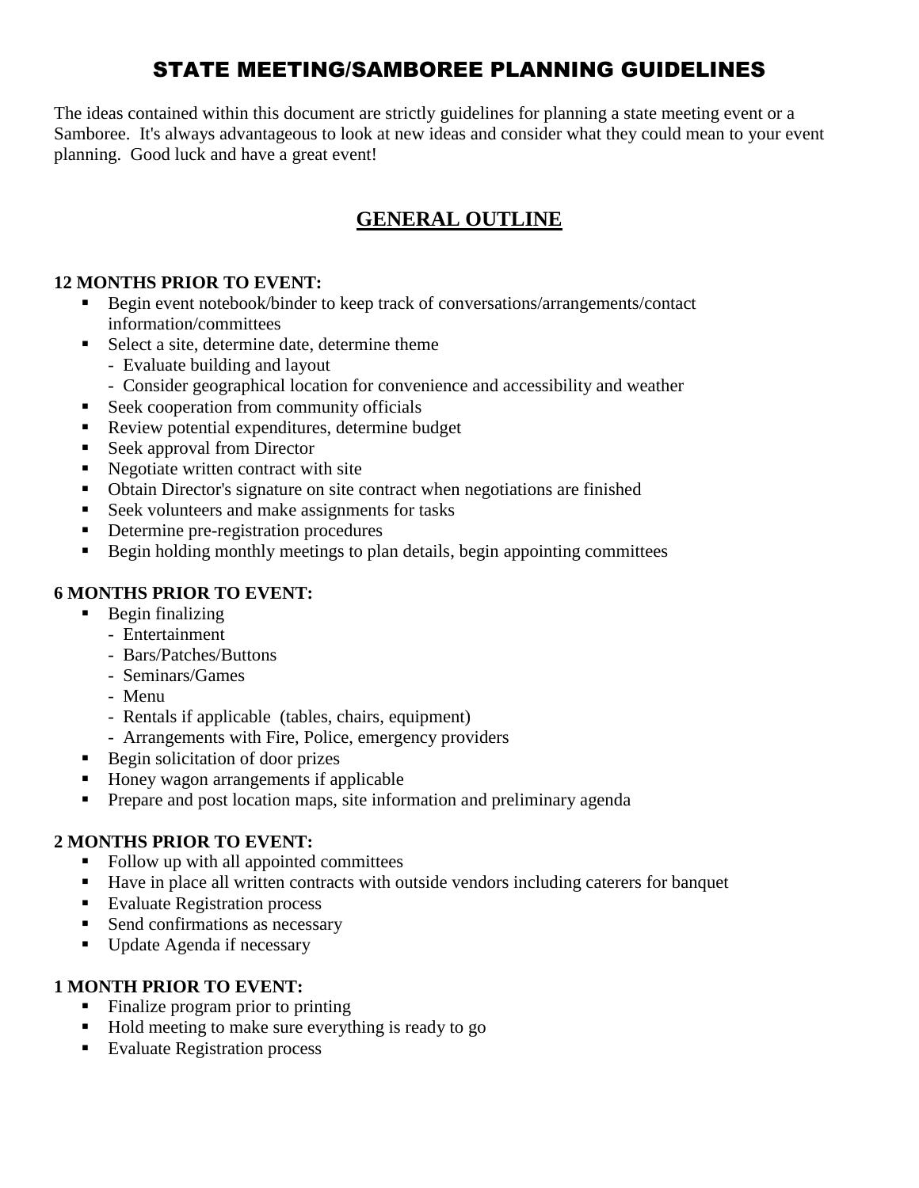# STATE MEETING/SAMBOREE PLANNING GUIDELINES

The ideas contained within this document are strictly guidelines for planning a state meeting event or a Samboree. It's always advantageous to look at new ideas and consider what they could mean to your event planning. Good luck and have a great event!

## GENERAL OUTLINE

**12 MONTHS PRIOR TO EVENT:**

- Begin event notebook/binder to keep track of conversations/arrangements/contact information/committees
- Select a site, determine date, determine theme
  - Evaluate building and layout
  - Consider geographical location for convenience and accessibility and weather
- Seek cooperation from community officials
- Review potential expenditures, determine budget
- Seek approval from Director
- Negotiate written contract with site
- Obtain Director's signature on site contract when negotiations are finished
- Seek volunteers and make assignments for tasks
- Determine pre-registration procedures
- Begin holding monthly meetings to plan details, begin appointing committees

**6 MONTHS PRIOR TO EVENT:**

- Begin finalizing
  - Entertainment
  - Bars/Patches/Buttons
  - Seminars/Games
  - Menu
  - Rentals if applicable (tables, chairs, equipment)
  - Arrangements with Fire, Police, emergency providers
- Begin solicitation of door prizes
- Honey wagon arrangements if applicable
- Prepare and post location maps, site information and preliminary agenda

**2 MONTHS PRIOR TO EVENT:**

- Follow up with all appointed committees
- Have in place all written contracts with outside vendors including caterers for banquet
- Evaluate Registration process
- Send confirmations as necessary
- Update Agenda if necessary

**1 MONTH PRIOR TO EVENT:**

- Finalize program prior to printing
- Hold meeting to make sure everything is ready to go
- Evaluate Registration process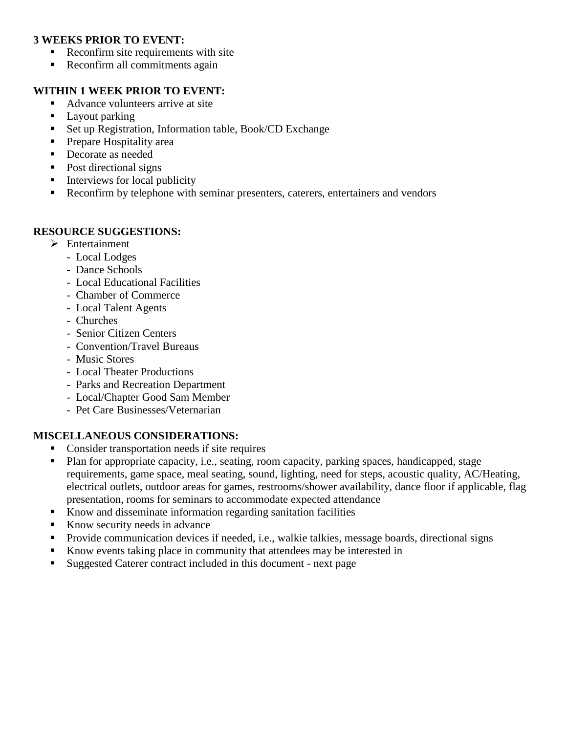**3 WEEKS PRIOR TO EVENT:**

- Reconfirm site requirements with site
- Reconfirm all commitments again

**WITHIN 1 WEEK PRIOR TO EVENT:**

- Advance volunteers arrive at site
- Layout parking
- Set up Registration, Information table, Book/CD Exchange
- Prepare Hospitality area
- Decorate as needed
- Post directional signs
- Interviews for local publicity
- Reconfirm by telephone with seminar presenters, caterers, entertainers and vendors

**RESOURCE SUGGESTIONS:**

- Entertainment
  - Local Lodges
  - Dance Schools
  - Local Educational Facilities
  - Chamber of Commerce
  - Local Talent Agents
  - Churches
  - Senior Citizen Centers
  - Convention/Travel Bureaus
  - Music Stores
  - Local Theater Productions
  - Parks and Recreation Department
  - Local/Chapter Good Sam Member
  - Pet Care Businesses/Veternarian

**MISCELLANEOUS CONSIDERATIONS:**

- Consider transportation needs if site requires
- Plan for appropriate capacity, i.e., seating, room capacity, parking spaces, handicapped, stage requirements, game space, meal seating, sound, lighting, need for steps, acoustic quality, AC/Heating, electrical outlets, outdoor areas for games, restrooms/shower availability, dance floor if applicable, flag presentation, rooms for seminars to accommodate expected attendance
- Know and disseminate information regarding sanitation facilities
- Know security needs in advance
- Provide communication devices if needed, i.e., walkie talkies, message boards, directional signs
- Know events taking place in community that attendees may be interested in
- Suggested Caterer contract included in this document - next page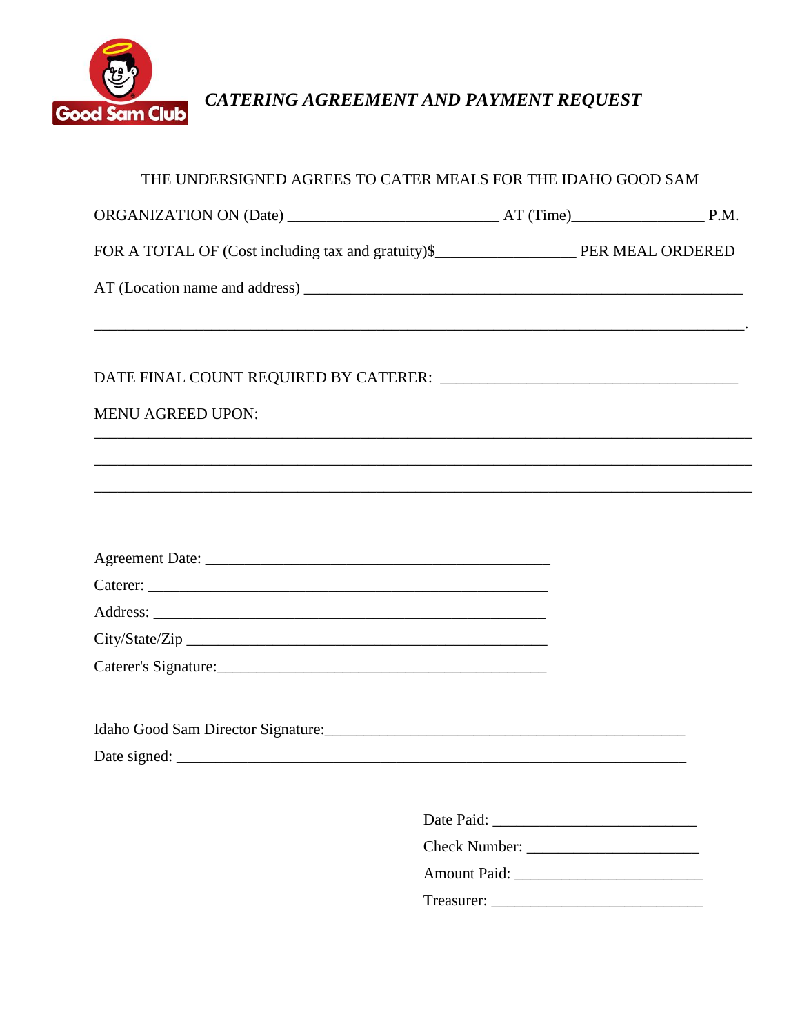Good Sam Club

# *CATERING AGREEMENT AND PAYMENT REQUEST*

THE UNDERSIGNED AGREES TO CATER MEALS FOR THE IDAHO GOOD SAM

ORGANIZATION ON (Date) ___________________________ AT (Time)_________________ P.M.

FOR A TOTAL OF (Cost including tax and gratuity)$__________________ PER MEAL ORDERED

AT (Location name and address) ________________________________________________________

_____________________________________________________________________________________.

DATE FINAL COUNT REQUIRED BY CATERER: ______________________________________

MENU AGREED UPON:

_____________________________________________________________________________________

_____________________________________________________________________________________

_____________________________________________________________________________________

Agreement Date: _____________________________________________

Caterer: ____________________________________________________

Address: ___________________________________________________

City/State/Zip ______________________________________________

Caterer's Signature:__________________________________________

Idaho Good Sam Director Signature:______________________________________________

Date signed: _________________________________________________________________

Date Paid: ___________________________

Check Number: ______________________

Amount Paid: ________________________

Treasurer: ___________________________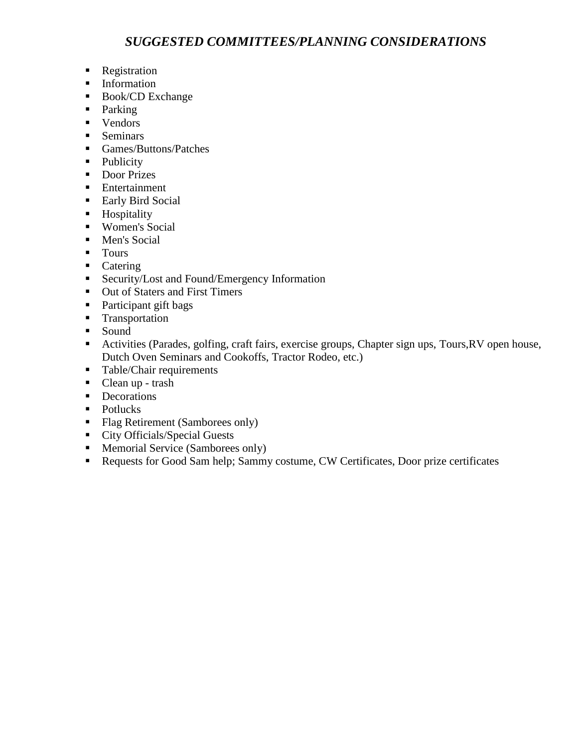## *SUGGESTED COMMITTEES/PLANNING CONSIDERATIONS*

- Registration
- Information
- Book/CD Exchange
- Parking
- Vendors
- Seminars
- Games/Buttons/Patches
- Publicity
- Door Prizes
- Entertainment
- Early Bird Social
- Hospitality
- Women's Social
- Men's Social
- Tours
- Catering
- Security/Lost and Found/Emergency Information
- Out of Staters and First Timers
- Participant gift bags
- Transportation
- Sound
- Activities (Parades, golfing, craft fairs, exercise groups, Chapter sign ups, Tours,RV open house, Dutch Oven Seminars and Cookoffs, Tractor Rodeo, etc.)
- Table/Chair requirements
- Clean up - trash
- Decorations
- Potlucks
- Flag Retirement (Samborees only)
- City Officials/Special Guests
- Memorial Service (Samborees only)
- Requests for Good Sam help; Sammy costume, CW Certificates, Door prize certificates